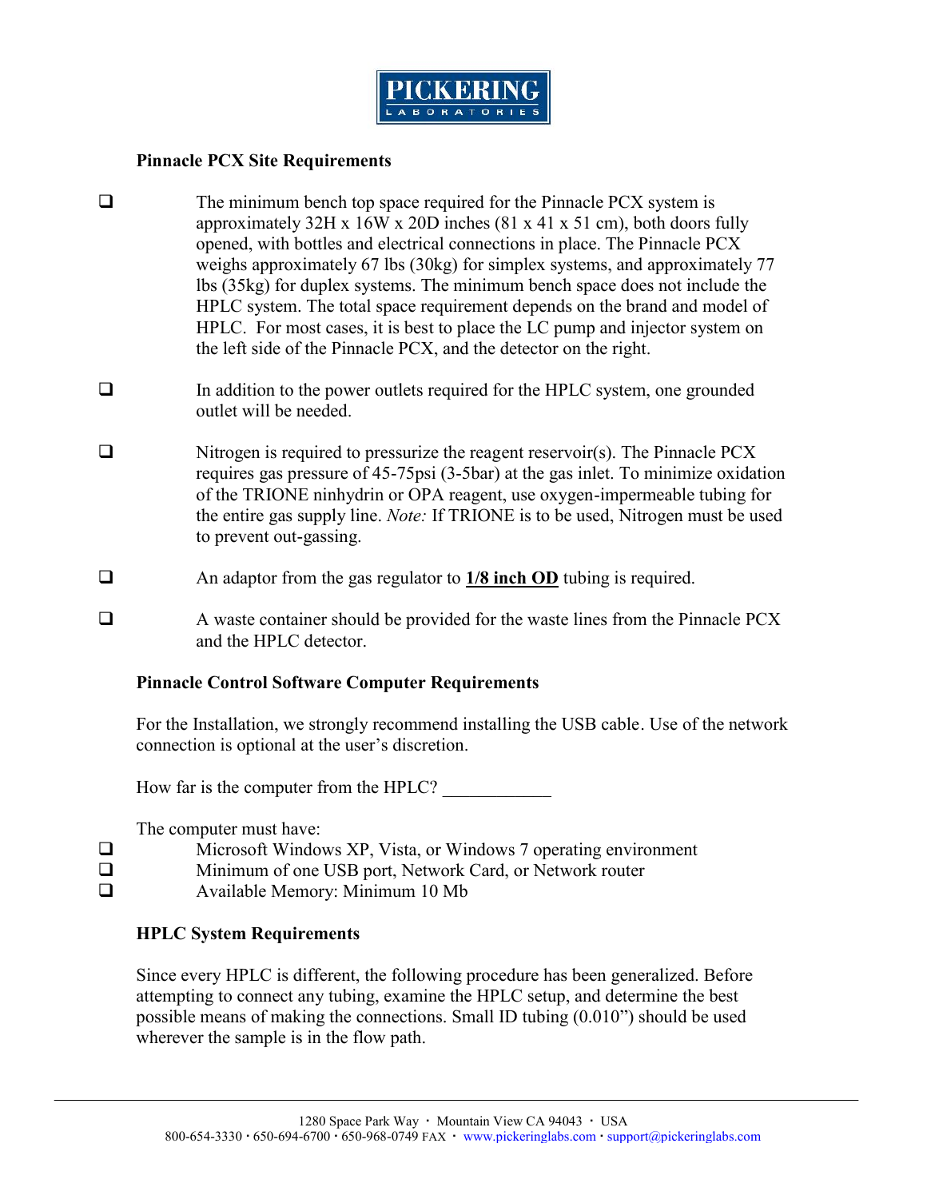# PICKERING LABORATORIES

## Pinnacle PCX Site Requirements

- [ ] The minimum bench top space required for the Pinnacle PCX system is approximately 32H x 16W x 20D inches (81 x 41 x 51 cm), both doors fully opened, with bottles and electrical connections in place. The Pinnacle PCX weighs approximately 67 lbs (30kg) for simplex systems, and approximately 77 lbs (35kg) for duplex systems. The minimum bench space does not include the HPLC system. The total space requirement depends on the brand and model of HPLC. For most cases, it is best to place the LC pump and injector system on the left side of the Pinnacle PCX, and the detector on the right.

- [ ] In addition to the power outlets required for the HPLC system, one grounded outlet will be needed.

- [ ] Nitrogen is required to pressurize the reagent reservoir(s). The Pinnacle PCX requires gas pressure of 45-75psi (3-5bar) at the gas inlet. To minimize oxidation of the TRIONE ninhydrin or OPA reagent, use oxygen-impermeable tubing for the entire gas supply line. *Note:* If TRIONE is to be used, Nitrogen must be used to prevent out-gassing.

- [ ] An adaptor from the gas regulator to **<u>1/8 inch OD</u>** tubing is required.

- [ ] A waste container should be provided for the waste lines from the Pinnacle PCX and the HPLC detector.

## Pinnacle Control Software Computer Requirements

For the Installation, we strongly recommend installing the USB cable. Use of the network connection is optional at the user's discretion.

How far is the computer from the HPLC? ____________

The computer must have:

- [ ] Microsoft Windows XP, Vista, or Windows 7 operating environment
- [ ] Minimum of one USB port, Network Card, or Network router
- [ ] Available Memory: Minimum 10 Mb

## HPLC System Requirements

Since every HPLC is different, the following procedure has been generalized. Before attempting to connect any tubing, examine the HPLC setup, and determine the best possible means of making the connections. Small ID tubing (0.010") should be used wherever the sample is in the flow path.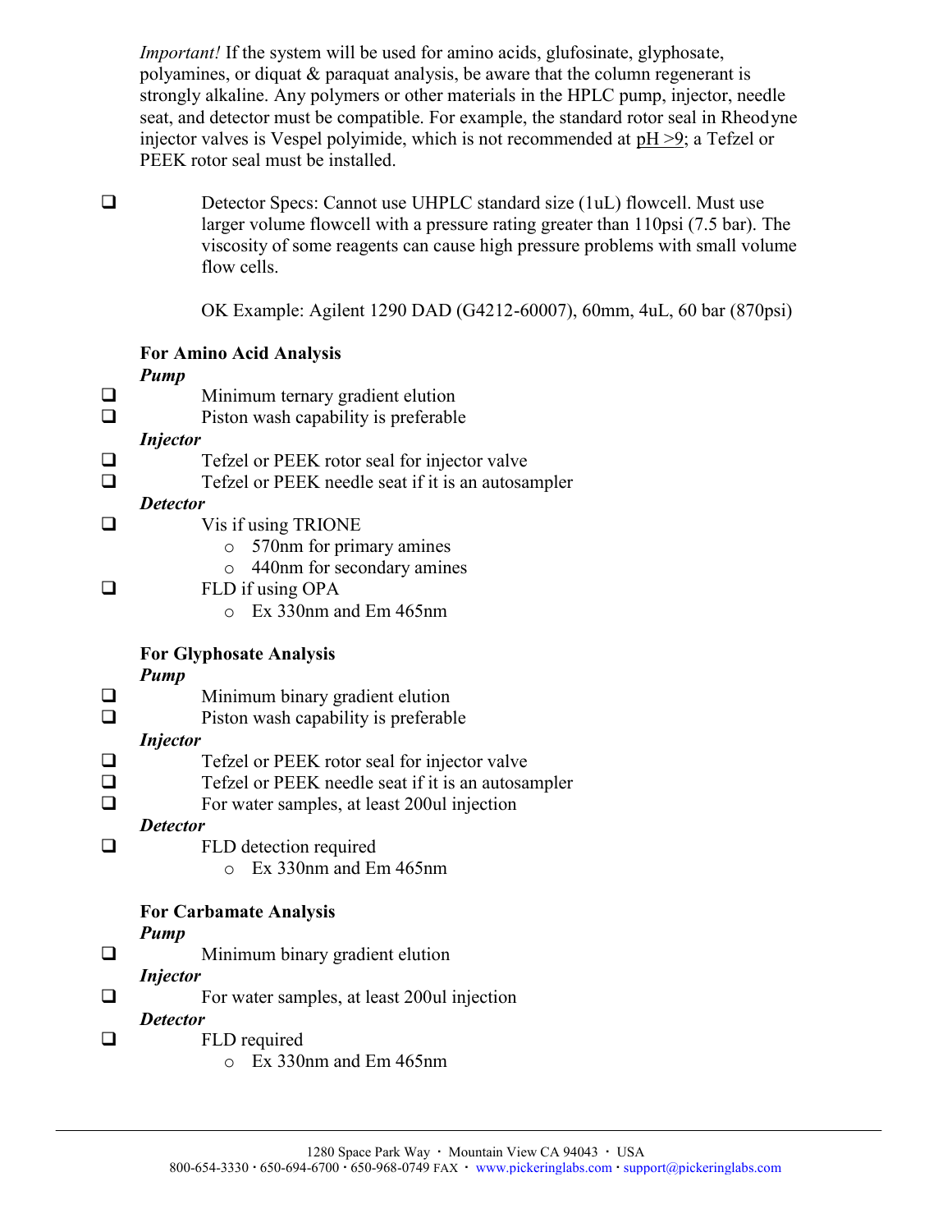*Important!* If the system will be used for amino acids, glufosinate, glyphosate, polyamines, or diquat & paraquat analysis, be aware that the column regenerant is strongly alkaline. Any polymers or other materials in the HPLC pump, injector, needle seat, and detector must be compatible. For example, the standard rotor seal in Rheodyne injector valves is Vespel polyimide, which is not recommended at pH >9; a Tefzel or PEEK rotor seal must be installed.

- [ ] Detector Specs: Cannot use UHPLC standard size (1uL) flowcell. Must use larger volume flowcell with a pressure rating greater than 110psi (7.5 bar). The viscosity of some reagents can cause high pressure problems with small volume flow cells.

  OK Example: Agilent 1290 DAD (G4212-60007), 60mm, 4uL, 60 bar (870psi)

**For Amino Acid Analysis**

***Pump***

- [ ] Minimum ternary gradient elution
- [ ] Piston wash capability is preferable

***Injector***

- [ ] Tefzel or PEEK rotor seal for injector valve
- [ ] Tefzel or PEEK needle seat if it is an autosampler

***Detector***

- [ ] Vis if using TRIONE
  - 570nm for primary amines
  - 440nm for secondary amines
- [ ] FLD if using OPA
  - Ex 330nm and Em 465nm

**For Glyphosate Analysis**

***Pump***

- [ ] Minimum binary gradient elution
- [ ] Piston wash capability is preferable

***Injector***

- [ ] Tefzel or PEEK rotor seal for injector valve
- [ ] Tefzel or PEEK needle seat if it is an autosampler
- [ ] For water samples, at least 200ul injection

***Detector***

- [ ] FLD detection required
  - Ex 330nm and Em 465nm

**For Carbamate Analysis**

***Pump***

- [ ] Minimum binary gradient elution

***Injector***

- [ ] For water samples, at least 200ul injection

***Detector***

- [ ] FLD required
  - Ex 330nm and Em 465nm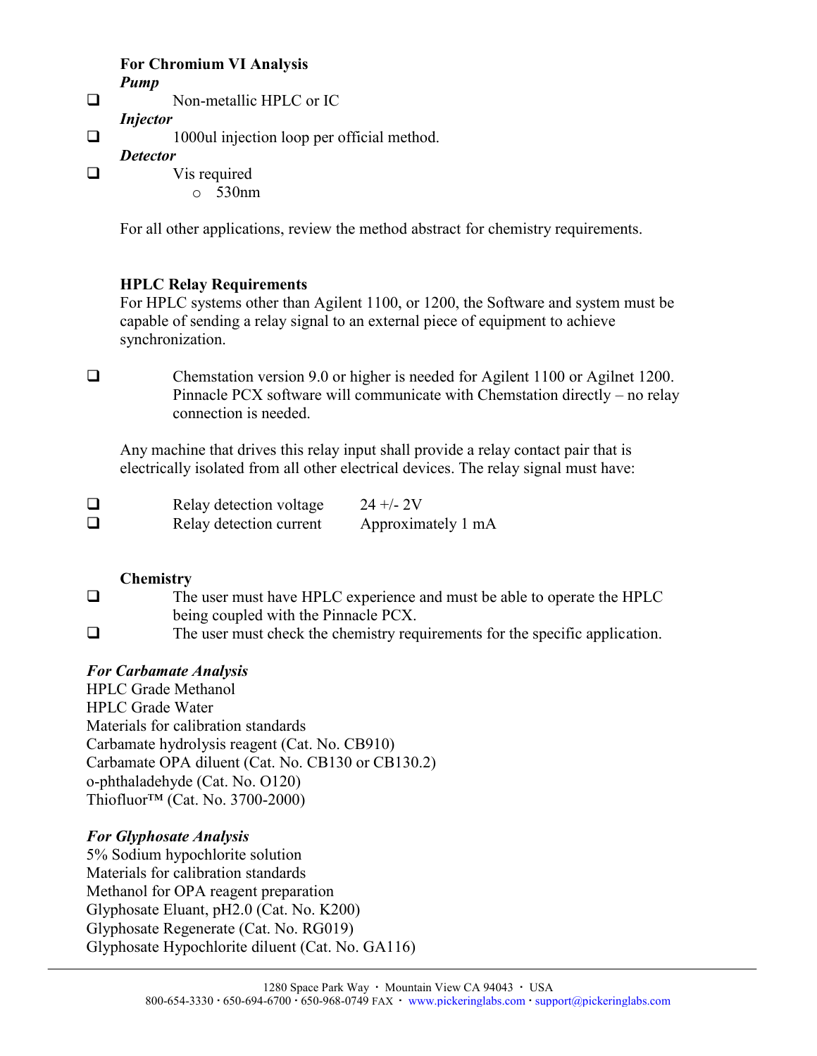**For Chromium VI Analysis**

***Pump***

- ❑ Non-metallic HPLC or IC

***Injector***

- ❑ 1000ul injection loop per official method.

***Detector***

- ❑ Vis required
  - o 530nm

For all other applications, review the method abstract for chemistry requirements.

**HPLC Relay Requirements**

For HPLC systems other than Agilent 1100, or 1200, the Software and system must be capable of sending a relay signal to an external piece of equipment to achieve synchronization.

- ❑ Chemstation version 9.0 or higher is needed for Agilent 1100 or Agilnet 1200. Pinnacle PCX software will communicate with Chemstation directly – no relay connection is needed.

Any machine that drives this relay input shall provide a relay contact pair that is electrically isolated from all other electrical devices. The relay signal must have:

- ❑ Relay detection voltage 24 +/- 2V
- ❑ Relay detection current Approximately 1 mA

**Chemistry**

- ❑ The user must have HPLC experience and must be able to operate the HPLC being coupled with the Pinnacle PCX.
- ❑ The user must check the chemistry requirements for the specific application.

***For Carbamate Analysis***

HPLC Grade Methanol
HPLC Grade Water
Materials for calibration standards
Carbamate hydrolysis reagent (Cat. No. CB910)
Carbamate OPA diluent (Cat. No. CB130 or CB130.2)
o-phthaladehyde (Cat. No. O120)
Thiofluor™ (Cat. No. 3700-2000)

***For Glyphosate Analysis***

5% Sodium hypochlorite solution
Materials for calibration standards
Methanol for OPA reagent preparation
Glyphosate Eluant, pH2.0 (Cat. No. K200)
Glyphosate Regenerate (Cat. No. RG019)
Glyphosate Hypochlorite diluent (Cat. No. GA116)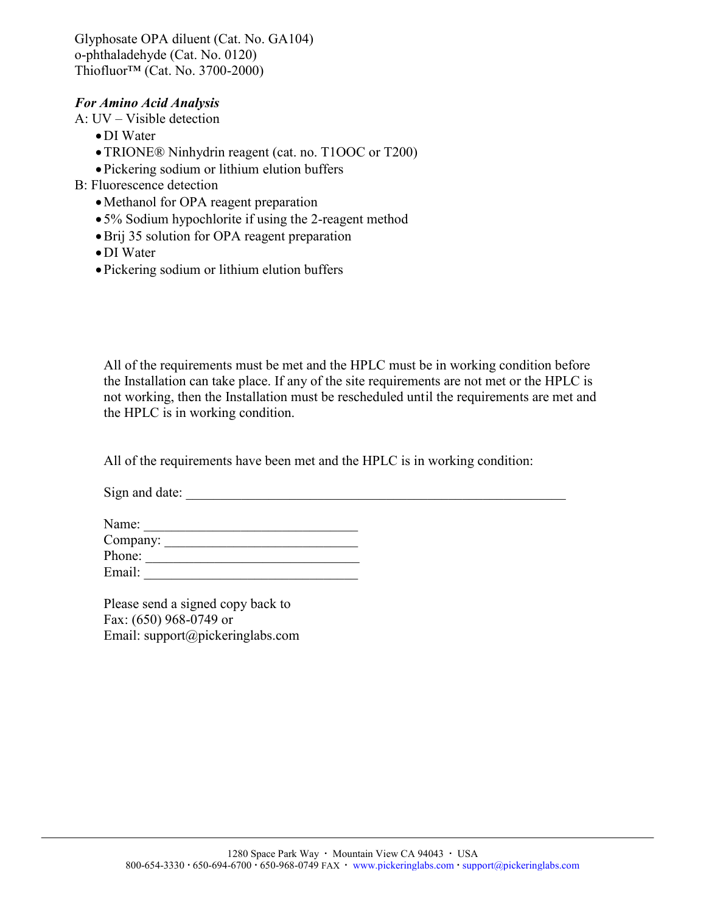Glyphosate OPA diluent (Cat. No. GA104)
o-phthaladehyde (Cat. No. 0120)
Thiofluor™ (Cat. No. 3700-2000)

***For Amino Acid Analysis***

A: UV – Visible detection

- DI Water
- TRIONE® Ninhydrin reagent (cat. no. T1OOC or T200)
- Pickering sodium or lithium elution buffers

B: Fluorescence detection

- Methanol for OPA reagent preparation
- 5% Sodium hypochlorite if using the 2-reagent method
- Brij 35 solution for OPA reagent preparation
- DI Water
- Pickering sodium or lithium elution buffers

All of the requirements must be met and the HPLC must be in working condition before the Installation can take place. If any of the site requirements are not met or the HPLC is not working, then the Installation must be rescheduled until the requirements are met and the HPLC is in working condition.

All of the requirements have been met and the HPLC is in working condition:

Sign and date: ________________________________________________________

Name: _______________________________
Company: ____________________________
Phone: _______________________________
Email: _______________________________

Please send a signed copy back to
Fax: (650) 968-0749 or
Email: support@pickeringlabs.com

1280 Space Park Way · Mountain View CA 94043 · USA
800-654-3330 · 650-694-6700 · 650-968-0749 FAX · www.pickeringlabs.com · support@pickeringlabs.com